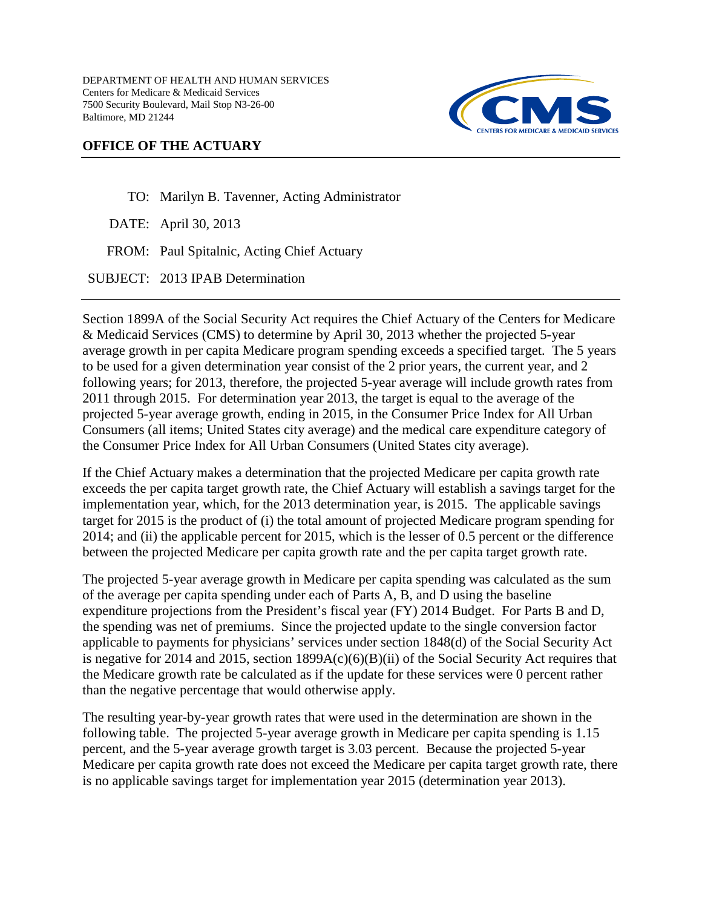DEPARTMENT OF HEALTH AND HUMAN SERVICES
Centers for Medicare & Medicaid Services
7500 Security Boulevard, Mail Stop N3-26-00
Baltimore, MD 21244

## OFFICE OF THE ACTUARY

TO: Marilyn B. Tavenner, Acting Administrator

DATE: April 30, 2013

FROM: Paul Spitalnic, Acting Chief Actuary

SUBJECT: 2013 IPAB Determination

---

Section 1899A of the Social Security Act requires the Chief Actuary of the Centers for Medicare & Medicaid Services (CMS) to determine by April 30, 2013 whether the projected 5-year average growth in per capita Medicare program spending exceeds a specified target. The 5 years to be used for a given determination year consist of the 2 prior years, the current year, and 2 following years; for 2013, therefore, the projected 5-year average will include growth rates from 2011 through 2015. For determination year 2013, the target is equal to the average of the projected 5-year average growth, ending in 2015, in the Consumer Price Index for All Urban Consumers (all items; United States city average) and the medical care expenditure category of the Consumer Price Index for All Urban Consumers (United States city average).

If the Chief Actuary makes a determination that the projected Medicare per capita growth rate exceeds the per capita target growth rate, the Chief Actuary will establish a savings target for the implementation year, which, for the 2013 determination year, is 2015. The applicable savings target for 2015 is the product of (i) the total amount of projected Medicare program spending for 2014; and (ii) the applicable percent for 2015, which is the lesser of 0.5 percent or the difference between the projected Medicare per capita growth rate and the per capita target growth rate.

The projected 5-year average growth in Medicare per capita spending was calculated as the sum of the average per capita spending under each of Parts A, B, and D using the baseline expenditure projections from the President's fiscal year (FY) 2014 Budget. For Parts B and D, the spending was net of premiums. Since the projected update to the single conversion factor applicable to payments for physicians' services under section 1848(d) of the Social Security Act is negative for 2014 and 2015, section 1899A(c)(6)(B)(ii) of the Social Security Act requires that the Medicare growth rate be calculated as if the update for these services were 0 percent rather than the negative percentage that would otherwise apply.

The resulting year-by-year growth rates that were used in the determination are shown in the following table. The projected 5-year average growth in Medicare per capita spending is 1.15 percent, and the 5-year average growth target is 3.03 percent. Because the projected 5-year Medicare per capita growth rate does not exceed the Medicare per capita target growth rate, there is no applicable savings target for implementation year 2015 (determination year 2013).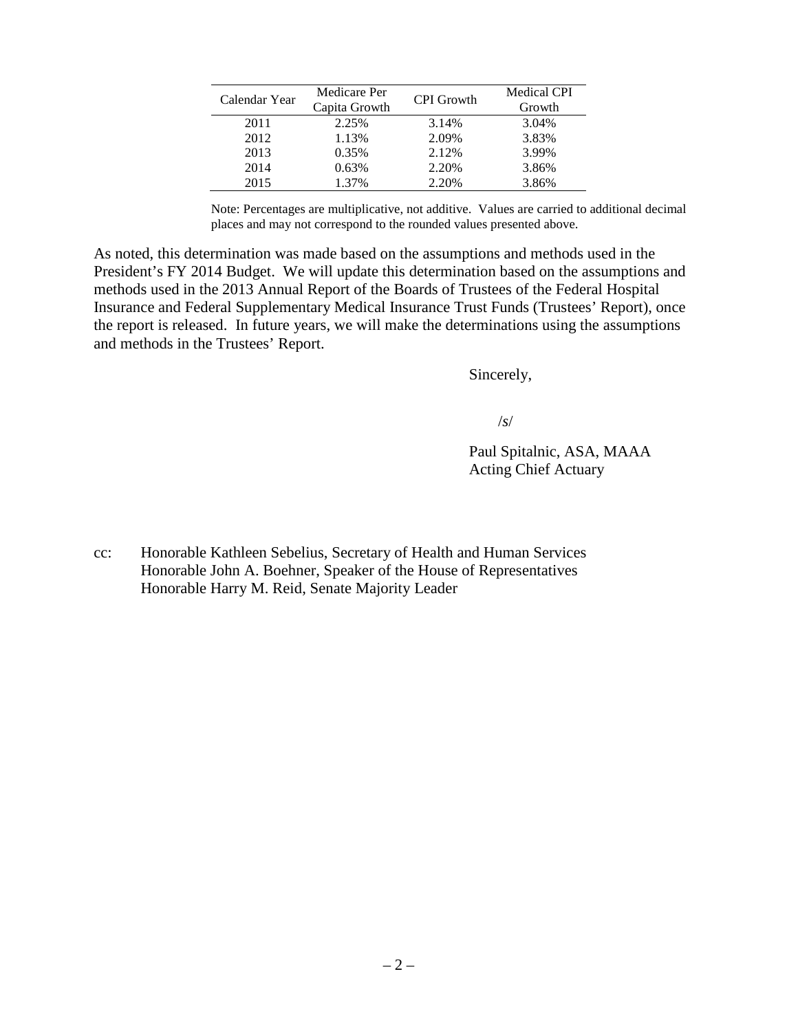| Calendar Year | Medicare Per Capita Growth | CPI Growth | Medical CPI Growth |
|---|---|---|---|
| 2011 | 2.25% | 3.14% | 3.04% |
| 2012 | 1.13% | 2.09% | 3.83% |
| 2013 | 0.35% | 2.12% | 3.99% |
| 2014 | 0.63% | 2.20% | 3.86% |
| 2015 | 1.37% | 2.20% | 3.86% |

Note: Percentages are multiplicative, not additive. Values are carried to additional decimal places and may not correspond to the rounded values presented above.

As noted, this determination was made based on the assumptions and methods used in the President's FY 2014 Budget. We will update this determination based on the assumptions and methods used in the 2013 Annual Report of the Boards of Trustees of the Federal Hospital Insurance and Federal Supplementary Medical Insurance Trust Funds (Trustees' Report), once the report is released. In future years, we will make the determinations using the assumptions and methods in the Trustees' Report.

Sincerely,

/s/

Paul Spitalnic, ASA, MAAA
Acting Chief Actuary

cc: Honorable Kathleen Sebelius, Secretary of Health and Human Services
Honorable John A. Boehner, Speaker of the House of Representatives
Honorable Harry M. Reid, Senate Majority Leader